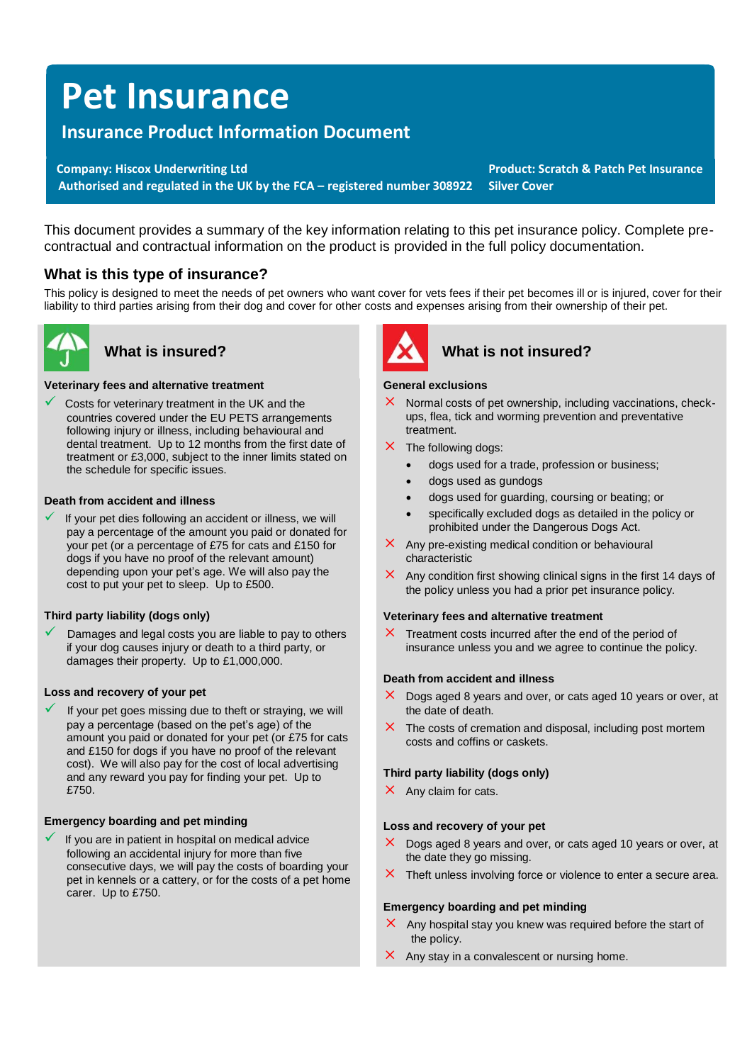# Pet Insurance

## Insurance Product Information Document

**Company: Hiscox Underwriting Ltd**
**Authorised and regulated in the UK by the FCA – registered number 308922**

**Product: Scratch & Patch Pet Insurance Silver Cover**

This document provides a summary of the key information relating to this pet insurance policy. Complete pre-contractual and contractual information on the product is provided in the full policy documentation.

### What is this type of insurance?

This policy is designed to meet the needs of pet owners who want cover for vets fees if their pet becomes ill or is injured, cover for their liability to third parties arising from their dog and cover for other costs and expenses arising from their ownership of their pet.

### What is insured?

**Veterinary fees and alternative treatment**

- ✓ Costs for veterinary treatment in the UK and the countries covered under the EU PETS arrangements following injury or illness, including behavioural and dental treatment. Up to 12 months from the first date of treatment or £3,000, subject to the inner limits stated on the schedule for specific issues.

**Death from accident and illness**

- ✓ If your pet dies following an accident or illness, we will pay a percentage of the amount you paid or donated for your pet (or a percentage of £75 for cats and £150 for dogs if you have no proof of the relevant amount) depending upon your pet's age. We will also pay the cost to put your pet to sleep. Up to £500.

**Third party liability (dogs only)**

- ✓ Damages and legal costs you are liable to pay to others if your dog causes injury or death to a third party, or damages their property. Up to £1,000,000.

**Loss and recovery of your pet**

- ✓ If your pet goes missing due to theft or straying, we will pay a percentage (based on the pet's age) of the amount you paid or donated for your pet (or £75 for cats and £150 for dogs if you have no proof of the relevant cost). We will also pay for the cost of local advertising and any reward you pay for finding your pet. Up to £750.

**Emergency boarding and pet minding**

- ✓ If you are in patient in hospital on medical advice following an accidental injury for more than five consecutive days, we will pay the costs of boarding your pet in kennels or a cattery, or for the costs of a pet home carer. Up to £750.

### What is not insured?

**General exclusions**

- ✗ Normal costs of pet ownership, including vaccinations, check-ups, flea, tick and worming prevention and preventative treatment.
- ✗ The following dogs:
  - dogs used for a trade, profession or business;
  - dogs used as gundogs
  - dogs used for guarding, coursing or beating; or
  - specifically excluded dogs as detailed in the policy or prohibited under the Dangerous Dogs Act.
- ✗ Any pre-existing medical condition or behavioural characteristic
- ✗ Any condition first showing clinical signs in the first 14 days of the policy unless you had a prior pet insurance policy.

**Veterinary fees and alternative treatment**

- ✗ Treatment costs incurred after the end of the period of insurance unless you and we agree to continue the policy.

**Death from accident and illness**

- ✗ Dogs aged 8 years and over, or cats aged 10 years or over, at the date of death.
- ✗ The costs of cremation and disposal, including post mortem costs and coffins or caskets.

**Third party liability (dogs only)**

- ✗ Any claim for cats.

**Loss and recovery of your pet**

- ✗ Dogs aged 8 years and over, or cats aged 10 years or over, at the date they go missing.
- ✗ Theft unless involving force or violence to enter a secure area.

**Emergency boarding and pet minding**

- ✗ Any hospital stay you knew was required before the start of the policy.
- ✗ Any stay in a convalescent or nursing home.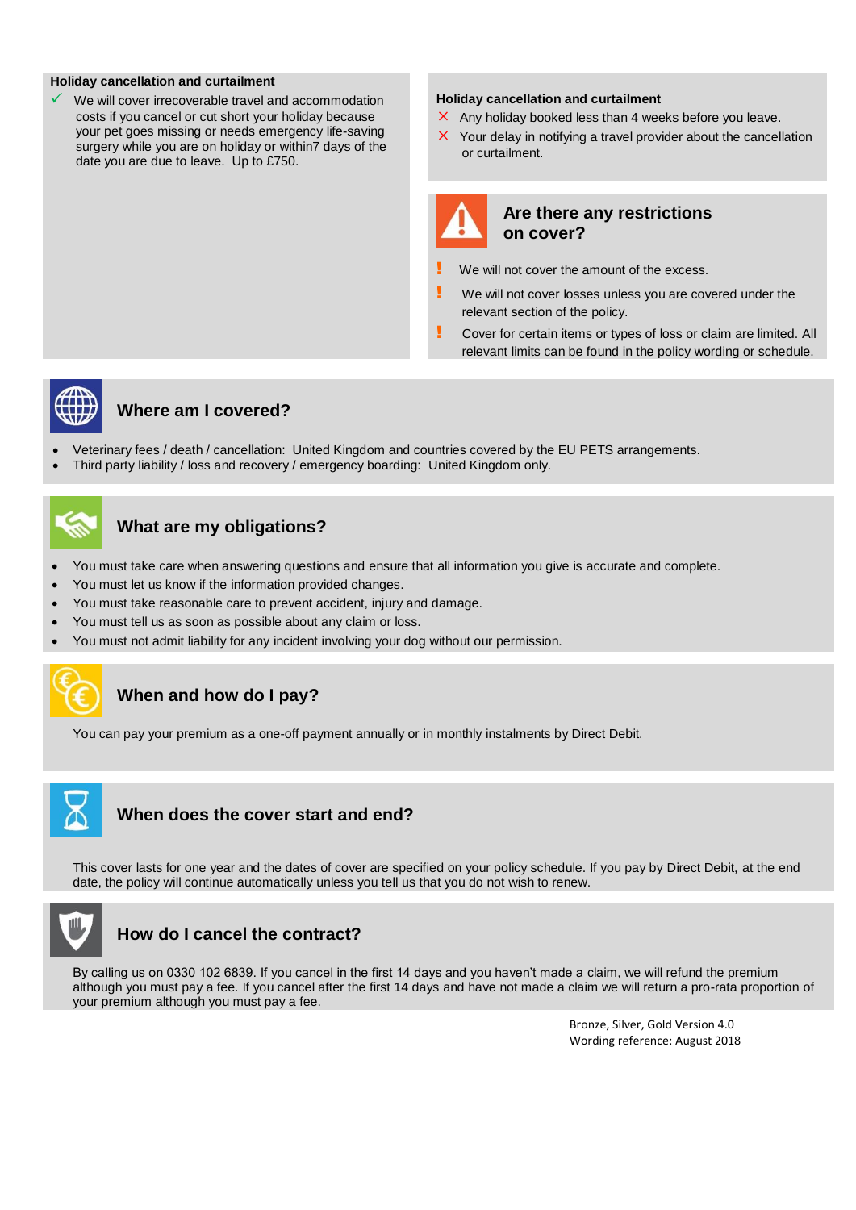**Holiday cancellation and curtailment**

- ✓ We will cover irrecoverable travel and accommodation costs if you cancel or cut short your holiday because your pet goes missing or needs emergency life-saving surgery while you are on holiday or within7 days of the date you are due to leave. Up to £750.

**Holiday cancellation and curtailment**

- ✗ Any holiday booked less than 4 weeks before you leave.
- ✗ Your delay in notifying a travel provider about the cancellation or curtailment.

## Are there any restrictions on cover?

- ! We will not cover the amount of the excess.
- ! We will not cover losses unless you are covered under the relevant section of the policy.
- ! Cover for certain items or types of loss or claim are limited. All relevant limits can be found in the policy wording or schedule.

## Where am I covered?

- Veterinary fees / death / cancellation: United Kingdom and countries covered by the EU PETS arrangements.
- Third party liability / loss and recovery / emergency boarding: United Kingdom only.

## What are my obligations?

- You must take care when answering questions and ensure that all information you give is accurate and complete.
- You must let us know if the information provided changes.
- You must take reasonable care to prevent accident, injury and damage.
- You must tell us as soon as possible about any claim or loss.
- You must not admit liability for any incident involving your dog without our permission.

## When and how do I pay?

You can pay your premium as a one-off payment annually or in monthly instalments by Direct Debit.

## When does the cover start and end?

This cover lasts for one year and the dates of cover are specified on your policy schedule. If you pay by Direct Debit, at the end date, the policy will continue automatically unless you tell us that you do not wish to renew.

## How do I cancel the contract?

By calling us on 0330 102 6839. If you cancel in the first 14 days and you haven't made a claim, we will refund the premium although you must pay a fee. If you cancel after the first 14 days and have not made a claim we will return a pro-rata proportion of your premium although you must pay a fee.

Bronze, Silver, Gold Version 4.0
Wording reference: August 2018